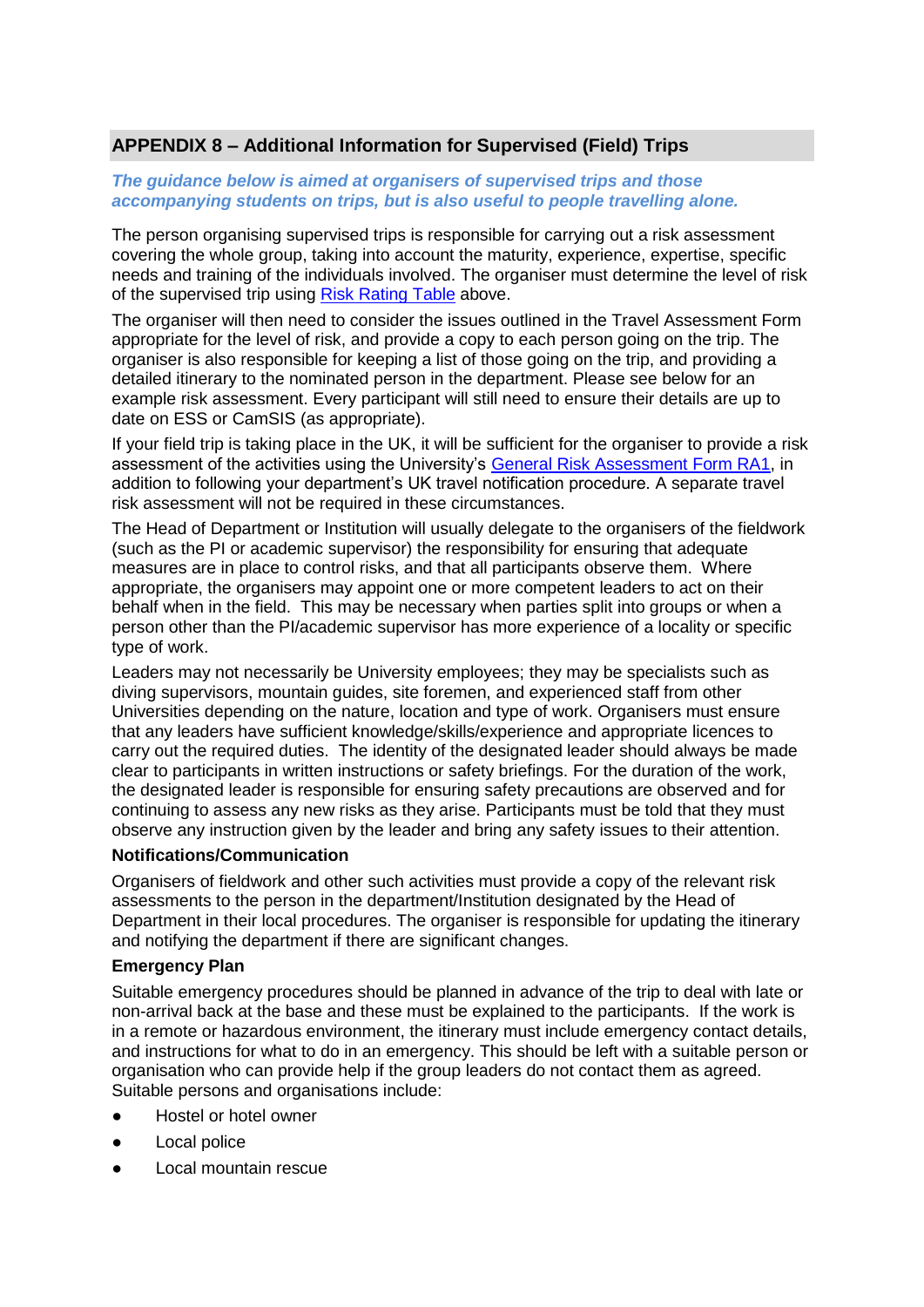## APPENDIX 8 – Additional Information for Supervised (Field) Trips

***The guidance below is aimed at organisers of supervised trips and those accompanying students on trips, but is also useful to people travelling alone.***

The person organising supervised trips is responsible for carrying out a risk assessment covering the whole group, taking into account the maturity, experience, expertise, specific needs and training of the individuals involved. The organiser must determine the level of risk of the supervised trip using [Risk Rating Table](#) above.

The organiser will then need to consider the issues outlined in the Travel Assessment Form appropriate for the level of risk, and provide a copy to each person going on the trip. The organiser is also responsible for keeping a list of those going on the trip, and providing a detailed itinerary to the nominated person in the department. Please see below for an example risk assessment. Every participant will still need to ensure their details are up to date on ESS or CamSIS (as appropriate).

If your field trip is taking place in the UK, it will be sufficient for the organiser to provide a risk assessment of the activities using the University's [General Risk Assessment Form RA1](#), in addition to following your department's UK travel notification procedure. A separate travel risk assessment will not be required in these circumstances.

The Head of Department or Institution will usually delegate to the organisers of the fieldwork (such as the PI or academic supervisor) the responsibility for ensuring that adequate measures are in place to control risks, and that all participants observe them. Where appropriate, the organisers may appoint one or more competent leaders to act on their behalf when in the field. This may be necessary when parties split into groups or when a person other than the PI/academic supervisor has more experience of a locality or specific type of work.

Leaders may not necessarily be University employees; they may be specialists such as diving supervisors, mountain guides, site foremen, and experienced staff from other Universities depending on the nature, location and type of work. Organisers must ensure that any leaders have sufficient knowledge/skills/experience and appropriate licences to carry out the required duties. The identity of the designated leader should always be made clear to participants in written instructions or safety briefings. For the duration of the work, the designated leader is responsible for ensuring safety precautions are observed and for continuing to assess any new risks as they arise. Participants must be told that they must observe any instruction given by the leader and bring any safety issues to their attention.

**Notifications/Communication**

Organisers of fieldwork and other such activities must provide a copy of the relevant risk assessments to the person in the department/Institution designated by the Head of Department in their local procedures. The organiser is responsible for updating the itinerary and notifying the department if there are significant changes.

**Emergency Plan**

Suitable emergency procedures should be planned in advance of the trip to deal with late or non-arrival back at the base and these must be explained to the participants. If the work is in a remote or hazardous environment, the itinerary must include emergency contact details, and instructions for what to do in an emergency. This should be left with a suitable person or organisation who can provide help if the group leaders do not contact them as agreed. Suitable persons and organisations include:

- Hostel or hotel owner
- Local police
- Local mountain rescue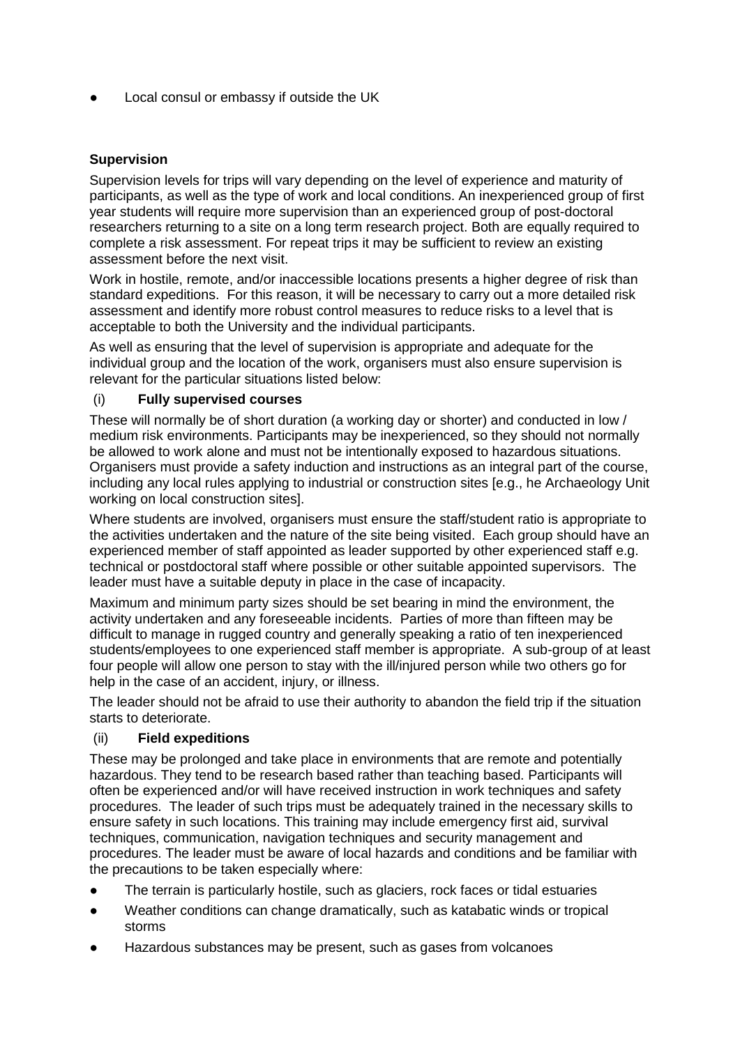- Local consul or embassy if outside the UK

**Supervision**

Supervision levels for trips will vary depending on the level of experience and maturity of participants, as well as the type of work and local conditions. An inexperienced group of first year students will require more supervision than an experienced group of post-doctoral researchers returning to a site on a long term research project. Both are equally required to complete a risk assessment. For repeat trips it may be sufficient to review an existing assessment before the next visit.

Work in hostile, remote, and/or inaccessible locations presents a higher degree of risk than standard expeditions. For this reason, it will be necessary to carry out a more detailed risk assessment and identify more robust control measures to reduce risks to a level that is acceptable to both the University and the individual participants.

As well as ensuring that the level of supervision is appropriate and adequate for the individual group and the location of the work, organisers must also ensure supervision is relevant for the particular situations listed below:

(i) **Fully supervised courses**

These will normally be of short duration (a working day or shorter) and conducted in low / medium risk environments. Participants may be inexperienced, so they should not normally be allowed to work alone and must not be intentionally exposed to hazardous situations. Organisers must provide a safety induction and instructions as an integral part of the course, including any local rules applying to industrial or construction sites [e.g., he Archaeology Unit working on local construction sites].

Where students are involved, organisers must ensure the staff/student ratio is appropriate to the activities undertaken and the nature of the site being visited. Each group should have an experienced member of staff appointed as leader supported by other experienced staff e.g. technical or postdoctoral staff where possible or other suitable appointed supervisors. The leader must have a suitable deputy in place in the case of incapacity.

Maximum and minimum party sizes should be set bearing in mind the environment, the activity undertaken and any foreseeable incidents. Parties of more than fifteen may be difficult to manage in rugged country and generally speaking a ratio of ten inexperienced students/employees to one experienced staff member is appropriate. A sub-group of at least four people will allow one person to stay with the ill/injured person while two others go for help in the case of an accident, injury, or illness.

The leader should not be afraid to use their authority to abandon the field trip if the situation starts to deteriorate.

(ii) **Field expeditions**

These may be prolonged and take place in environments that are remote and potentially hazardous. They tend to be research based rather than teaching based. Participants will often be experienced and/or will have received instruction in work techniques and safety procedures. The leader of such trips must be adequately trained in the necessary skills to ensure safety in such locations. This training may include emergency first aid, survival techniques, communication, navigation techniques and security management and procedures. The leader must be aware of local hazards and conditions and be familiar with the precautions to be taken especially where:

- The terrain is particularly hostile, such as glaciers, rock faces or tidal estuaries
- Weather conditions can change dramatically, such as katabatic winds or tropical storms
- Hazardous substances may be present, such as gases from volcanoes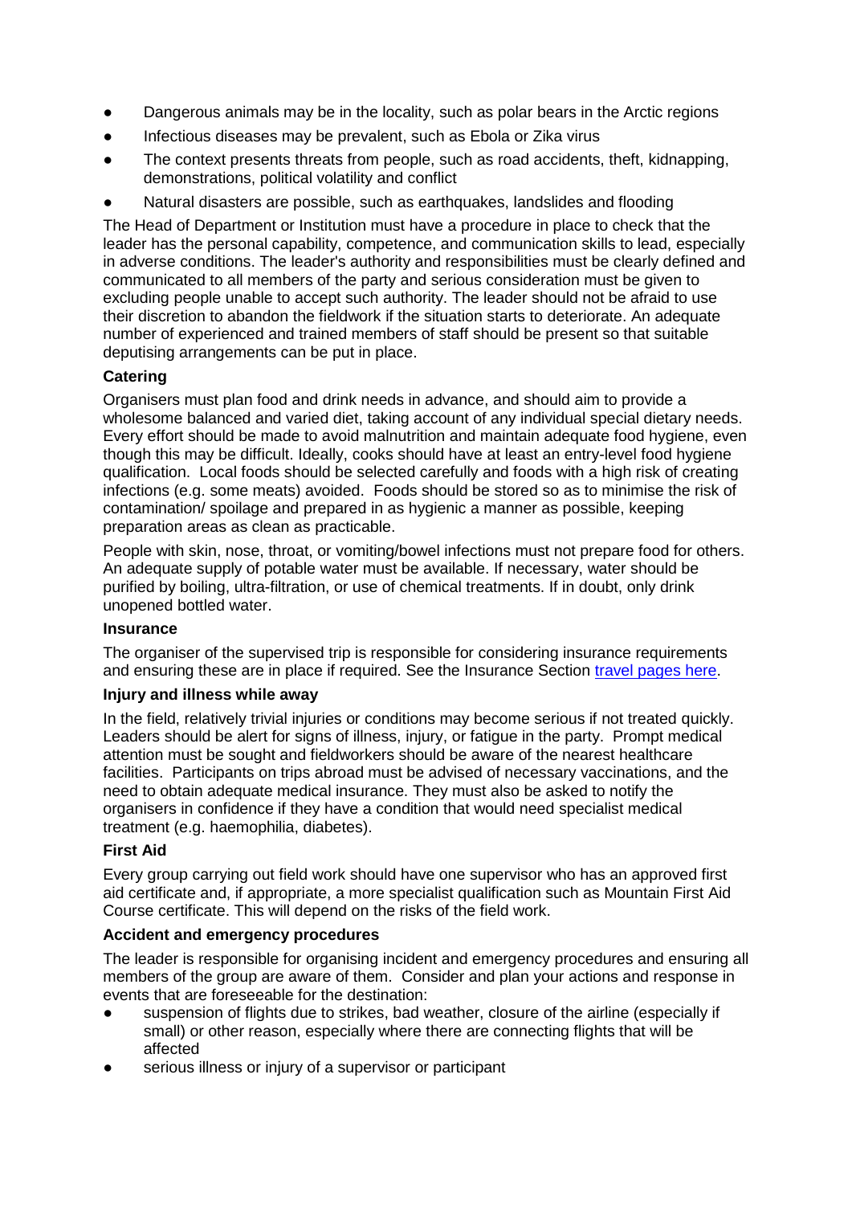- Dangerous animals may be in the locality, such as polar bears in the Arctic regions
- Infectious diseases may be prevalent, such as Ebola or Zika virus
- The context presents threats from people, such as road accidents, theft, kidnapping, demonstrations, political volatility and conflict
- Natural disasters are possible, such as earthquakes, landslides and flooding

The Head of Department or Institution must have a procedure in place to check that the leader has the personal capability, competence, and communication skills to lead, especially in adverse conditions. The leader's authority and responsibilities must be clearly defined and communicated to all members of the party and serious consideration must be given to excluding people unable to accept such authority. The leader should not be afraid to use their discretion to abandon the fieldwork if the situation starts to deteriorate. An adequate number of experienced and trained members of staff should be present so that suitable deputising arrangements can be put in place.

**Catering**

Organisers must plan food and drink needs in advance, and should aim to provide a wholesome balanced and varied diet, taking account of any individual special dietary needs. Every effort should be made to avoid malnutrition and maintain adequate food hygiene, even though this may be difficult. Ideally, cooks should have at least an entry-level food hygiene qualification. Local foods should be selected carefully and foods with a high risk of creating infections (e.g. some meats) avoided. Foods should be stored so as to minimise the risk of contamination/ spoilage and prepared in as hygienic a manner as possible, keeping preparation areas as clean as practicable.

People with skin, nose, throat, or vomiting/bowel infections must not prepare food for others. An adequate supply of potable water must be available. If necessary, water should be purified by boiling, ultra-filtration, or use of chemical treatments. If in doubt, only drink unopened bottled water.

**Insurance**

The organiser of the supervised trip is responsible for considering insurance requirements and ensuring these are in place if required. See the Insurance Section [travel pages here](#).

**Injury and illness while away**

In the field, relatively trivial injuries or conditions may become serious if not treated quickly. Leaders should be alert for signs of illness, injury, or fatigue in the party. Prompt medical attention must be sought and fieldworkers should be aware of the nearest healthcare facilities. Participants on trips abroad must be advised of necessary vaccinations, and the need to obtain adequate medical insurance. They must also be asked to notify the organisers in confidence if they have a condition that would need specialist medical treatment (e.g. haemophilia, diabetes).

**First Aid**

Every group carrying out field work should have one supervisor who has an approved first aid certificate and, if appropriate, a more specialist qualification such as Mountain First Aid Course certificate. This will depend on the risks of the field work.

**Accident and emergency procedures**

The leader is responsible for organising incident and emergency procedures and ensuring all members of the group are aware of them. Consider and plan your actions and response in events that are foreseeable for the destination:

- suspension of flights due to strikes, bad weather, closure of the airline (especially if small) or other reason, especially where there are connecting flights that will be affected
- serious illness or injury of a supervisor or participant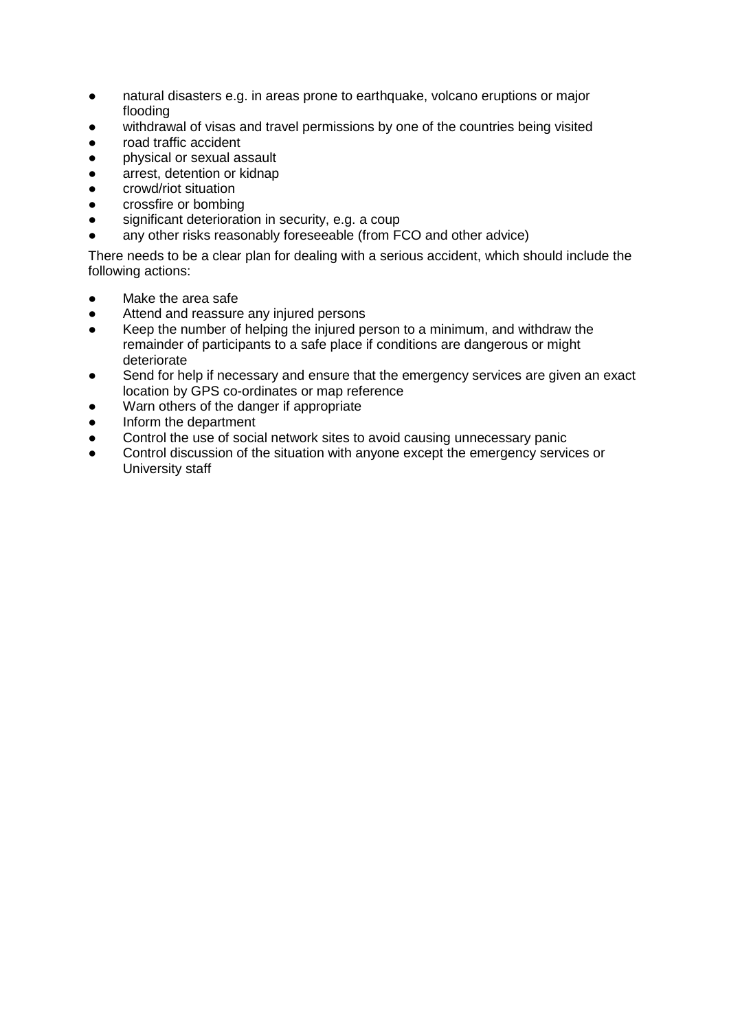- natural disasters e.g. in areas prone to earthquake, volcano eruptions or major flooding
- withdrawal of visas and travel permissions by one of the countries being visited
- road traffic accident
- physical or sexual assault
- arrest, detention or kidnap
- crowd/riot situation
- crossfire or bombing
- significant deterioration in security, e.g. a coup
- any other risks reasonably foreseeable (from FCO and other advice)

There needs to be a clear plan for dealing with a serious accident, which should include the following actions:

- Make the area safe
- Attend and reassure any injured persons
- Keep the number of helping the injured person to a minimum, and withdraw the remainder of participants to a safe place if conditions are dangerous or might deteriorate
- Send for help if necessary and ensure that the emergency services are given an exact location by GPS co-ordinates or map reference
- Warn others of the danger if appropriate
- Inform the department
- Control the use of social network sites to avoid causing unnecessary panic
- Control discussion of the situation with anyone except the emergency services or University staff